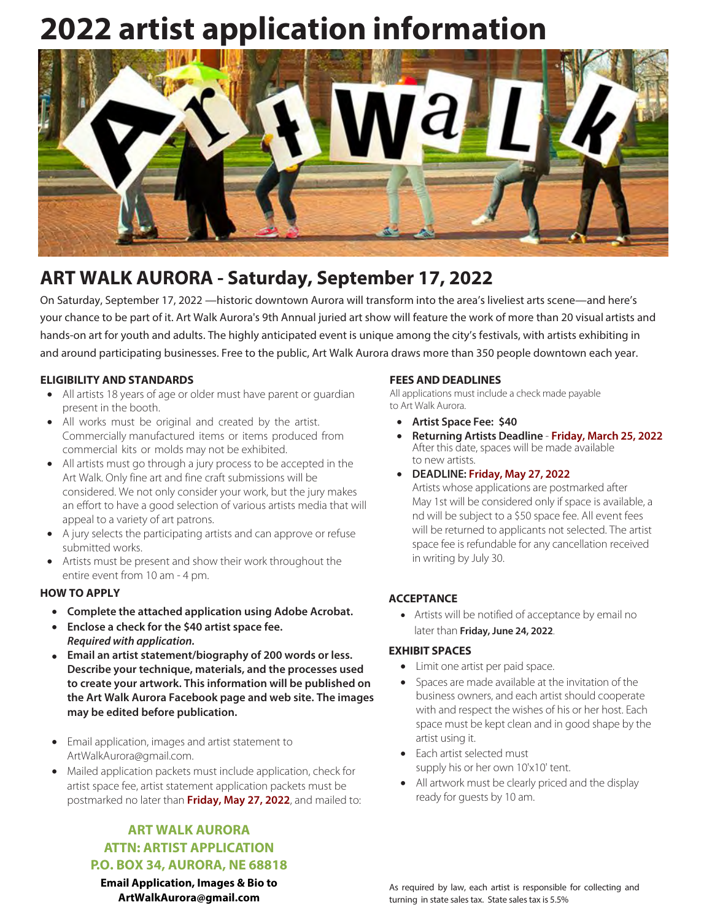# 2022 artist application information

## ART WALK AURORA - Saturday, September 17, 2022

On Saturday, September 17, 2022 —historic downtown Aurora will transform into the area's liveliest arts scene—and here's your chance to be part of it. Art Walk Aurora's 9th Annual juried art show will feature the work of more than 20 visual artists and hands-on art for youth and adults. The highly anticipated event is unique among the city's festivals, with artists exhibiting in and around participating businesses. Free to the public, Art Walk Aurora draws more than 350 people downtown each year.

### ELIGIBILITY AND STANDARDS

- All artists 18 years of age or older must have parent or guardian present in the booth.
- All works must be original and created by the artist. Commercially manufactured items or items produced from commercial kits or molds may not be exhibited.
- All artists must go through a jury process to be accepted in the Art Walk. Only fine art and fine craft submissions will be considered. We not only consider your work, but the jury makes an effort to have a good selection of various artists media that will appeal to a variety of art patrons.
- A jury selects the participating artists and can approve or refuse submitted works.
- Artists must be present and show their work throughout the entire event from 10 am - 4 pm.

### HOW TO APPLY

- **Complete the attached application using Adobe Acrobat.**
- **Enclose a check for the $40 artist space fee.** ***Required with application.***
- **Email an artist statement/biography of 200 words or less. Describe your technique, materials, and the processes used to create your artwork. This information will be published on the Art Walk Aurora Facebook page and web site. The images may be edited before publication.**
- Email application, images and artist statement to ArtWalkAurora@gmail.com.
- Mailed application packets must include application, check for artist space fee, artist statement application packets must be postmarked no later than **Friday, May 27, 2022**, and mailed to:

**ART WALK AURORA**
**ATTN: ARTIST APPLICATION**
**P.O. BOX 34, AURORA, NE 68818**

**Email Application, Images & Bio to**
**ArtWalkAurora@gmail.com**

### FEES AND DEADLINES

All applications must include a check made payable to Art Walk Aurora.

- **Artist Space Fee: $40**
- **Returning Artists Deadline** - **Friday, March 25, 2022**
  After this date, spaces will be made available to new artists.
- **DEADLINE: Friday, May 27, 2022**
  Artists whose applications are postmarked after May 1st will be considered only if space is available, a nd will be subject to a $50 space fee. All event fees will be returned to applicants not selected. The artist space fee is refundable for any cancellation received in writing by July 30.

### ACCEPTANCE

- Artists will be notified of acceptance by email no later than **Friday, June 24, 2022**.

### EXHIBIT SPACES

- Limit one artist per paid space.
- Spaces are made available at the invitation of the business owners, and each artist should cooperate with and respect the wishes of his or her host. Each space must be kept clean and in good shape by the artist using it.
- Each artist selected must supply his or her own 10'x10' tent.
- All artwork must be clearly priced and the display ready for guests by 10 am.

As required by law, each artist is responsible for collecting and turning in state sales tax. State sales tax is 5.5%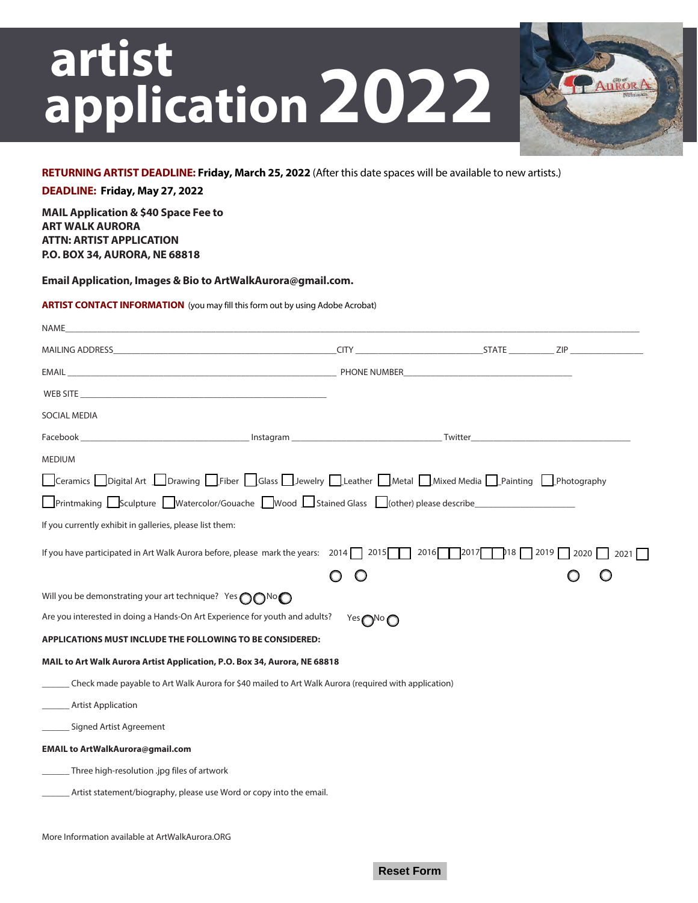# artist application 2022

**RETURNING ARTIST DEADLINE: Friday, March 25, 2022** (After this date spaces will be available to new artists.)

**DEADLINE: Friday, May 27, 2022**

**MAIL Application & $40 Space Fee to**
**ART WALK AURORA**
**ATTN: ARTIST APPLICATION**
**P.O. BOX 34, AURORA, NE 68818**

**Email Application, Images & Bio to ArtWalkAurora@gmail.com.**

**ARTIST CONTACT INFORMATION** (you may fill this form out by using Adobe Acrobat)

NAME_______________________________________________

MAILING ADDRESS_______________________ CITY _______________ STATE ________ ZIP ____________

EMAIL _______________________________ PHONE NUMBER_______________________

WEB SITE _______________________________

SOCIAL MEDIA

Facebook ____________________ Instagram ____________________ Twitter____________________

MEDIUM

☐ Ceramics ☐ Digital Art ☐ Drawing ☐ Fiber ☐ Glass ☐ Jewelry ☐ Leather ☐ Metal ☐ Mixed Media ☐ Painting ☐ Photography

☐ Printmaking ☐ Sculpture ☐ Watercolor/Gouache ☐ Wood ☐ Stained Glass ☐ (other) please describe____________________

If you currently exhibit in galleries, please list them:

If you have participated in Art Walk Aurora before, please mark the years: 2014 ☐ 2015 ☐ 2016 ☐ 2017 ☐ 2018 ☐ 2019 ☐ 2020 ☐ 2021 ☐

Will you be demonstrating your art technique? Yes ◯ No ◯

Are you interested in doing a Hands-On Art Experience for youth and adults? Yes ◯ No ◯

**APPLICATIONS MUST INCLUDE THE FOLLOWING TO BE CONSIDERED:**

**MAIL to Art Walk Aurora Artist Application, P.O. Box 34, Aurora, NE 68818**

______ Check made payable to Art Walk Aurora for $40 mailed to Art Walk Aurora (required with application)

______ Artist Application

______ Signed Artist Agreement

**EMAIL to ArtWalkAurora@gmail.com**

______ Three high-resolution .jpg files of artwork

______ Artist statement/biography, please use Word or copy into the email.

More Information available at ArtWalkAurora.ORG

Reset Form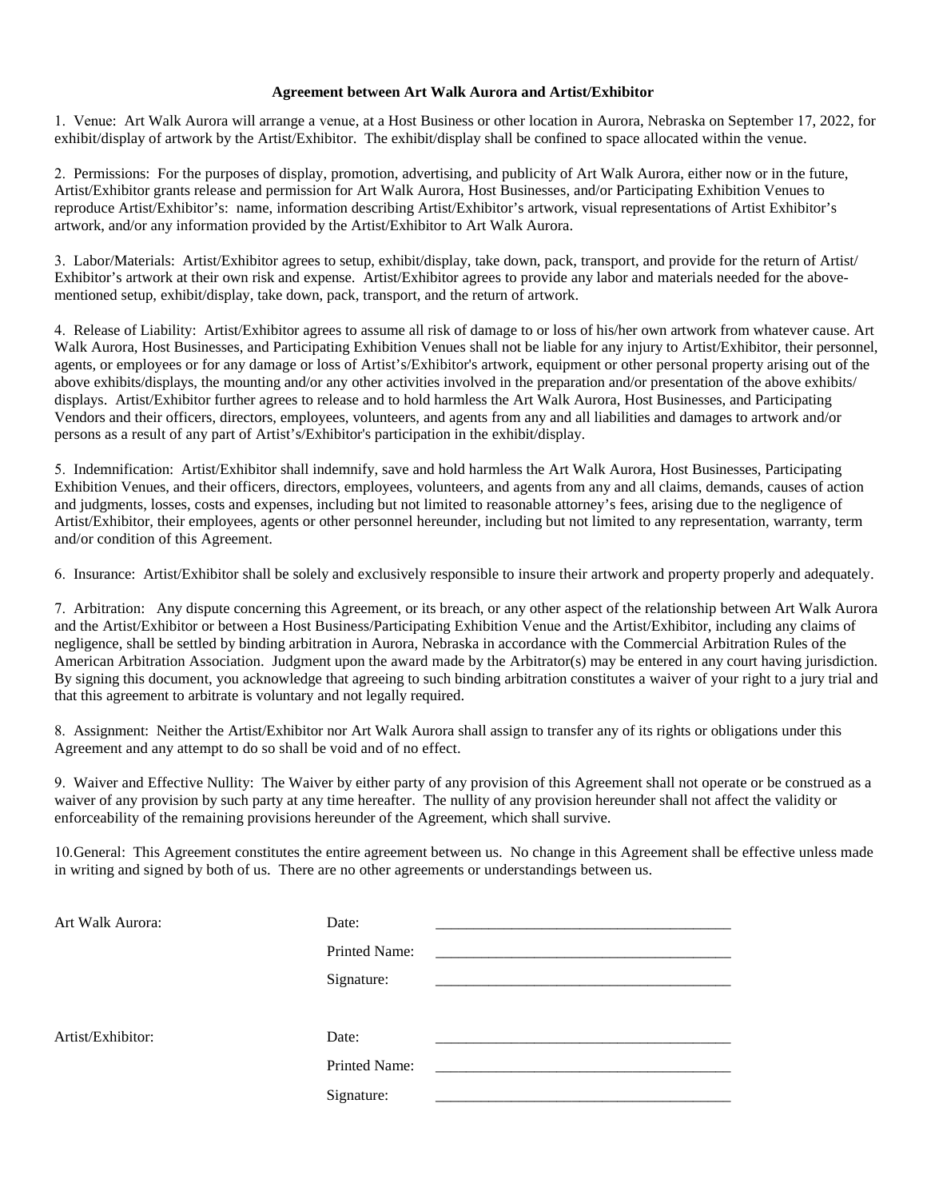**Agreement between Art Walk Aurora and Artist/Exhibitor**

1. Venue: Art Walk Aurora will arrange a venue, at a Host Business or other location in Aurora, Nebraska on September 17, 2022, for exhibit/display of artwork by the Artist/Exhibitor. The exhibit/display shall be confined to space allocated within the venue.

2. Permissions: For the purposes of display, promotion, advertising, and publicity of Art Walk Aurora, either now or in the future, Artist/Exhibitor grants release and permission for Art Walk Aurora, Host Businesses, and/or Participating Exhibition Venues to reproduce Artist/Exhibitor's: name, information describing Artist/Exhibitor's artwork, visual representations of Artist Exhibitor's artwork, and/or any information provided by the Artist/Exhibitor to Art Walk Aurora.

3. Labor/Materials: Artist/Exhibitor agrees to setup, exhibit/display, take down, pack, transport, and provide for the return of Artist/ Exhibitor's artwork at their own risk and expense. Artist/Exhibitor agrees to provide any labor and materials needed for the above-mentioned setup, exhibit/display, take down, pack, transport, and the return of artwork.

4. Release of Liability: Artist/Exhibitor agrees to assume all risk of damage to or loss of his/her own artwork from whatever cause. Art Walk Aurora, Host Businesses, and Participating Exhibition Venues shall not be liable for any injury to Artist/Exhibitor, their personnel, agents, or employees or for any damage or loss of Artist's/Exhibitor's artwork, equipment or other personal property arising out of the above exhibits/displays, the mounting and/or any other activities involved in the preparation and/or presentation of the above exhibits/ displays. Artist/Exhibitor further agrees to release and to hold harmless the Art Walk Aurora, Host Businesses, and Participating Vendors and their officers, directors, employees, volunteers, and agents from any and all liabilities and damages to artwork and/or persons as a result of any part of Artist's/Exhibitor's participation in the exhibit/display.

5. Indemnification: Artist/Exhibitor shall indemnify, save and hold harmless the Art Walk Aurora, Host Businesses, Participating Exhibition Venues, and their officers, directors, employees, volunteers, and agents from any and all claims, demands, causes of action and judgments, losses, costs and expenses, including but not limited to reasonable attorney's fees, arising due to the negligence of Artist/Exhibitor, their employees, agents or other personnel hereunder, including but not limited to any representation, warranty, term and/or condition of this Agreement.

6. Insurance: Artist/Exhibitor shall be solely and exclusively responsible to insure their artwork and property properly and adequately.

7. Arbitration: Any dispute concerning this Agreement, or its breach, or any other aspect of the relationship between Art Walk Aurora and the Artist/Exhibitor or between a Host Business/Participating Exhibition Venue and the Artist/Exhibitor, including any claims of negligence, shall be settled by binding arbitration in Aurora, Nebraska in accordance with the Commercial Arbitration Rules of the American Arbitration Association. Judgment upon the award made by the Arbitrator(s) may be entered in any court having jurisdiction. By signing this document, you acknowledge that agreeing to such binding arbitration constitutes a waiver of your right to a jury trial and that this agreement to arbitrate is voluntary and not legally required.

8. Assignment: Neither the Artist/Exhibitor nor Art Walk Aurora shall assign to transfer any of its rights or obligations under this Agreement and any attempt to do so shall be void and of no effect.

9. Waiver and Effective Nullity: The Waiver by either party of any provision of this Agreement shall not operate or be construed as a waiver of any provision by such party at any time hereafter. The nullity of any provision hereunder shall not affect the validity or enforceability of the remaining provisions hereunder of the Agreement, which shall survive.

10. General: This Agreement constitutes the entire agreement between us. No change in this Agreement shall be effective unless made in writing and signed by both of us. There are no other agreements or understandings between us.

Art Walk Aurora:

Date: ________________________________________

Printed Name: ________________________________________

Signature: ________________________________________

Artist/Exhibitor:

Date: ________________________________________

Printed Name: ________________________________________

Signature: ________________________________________